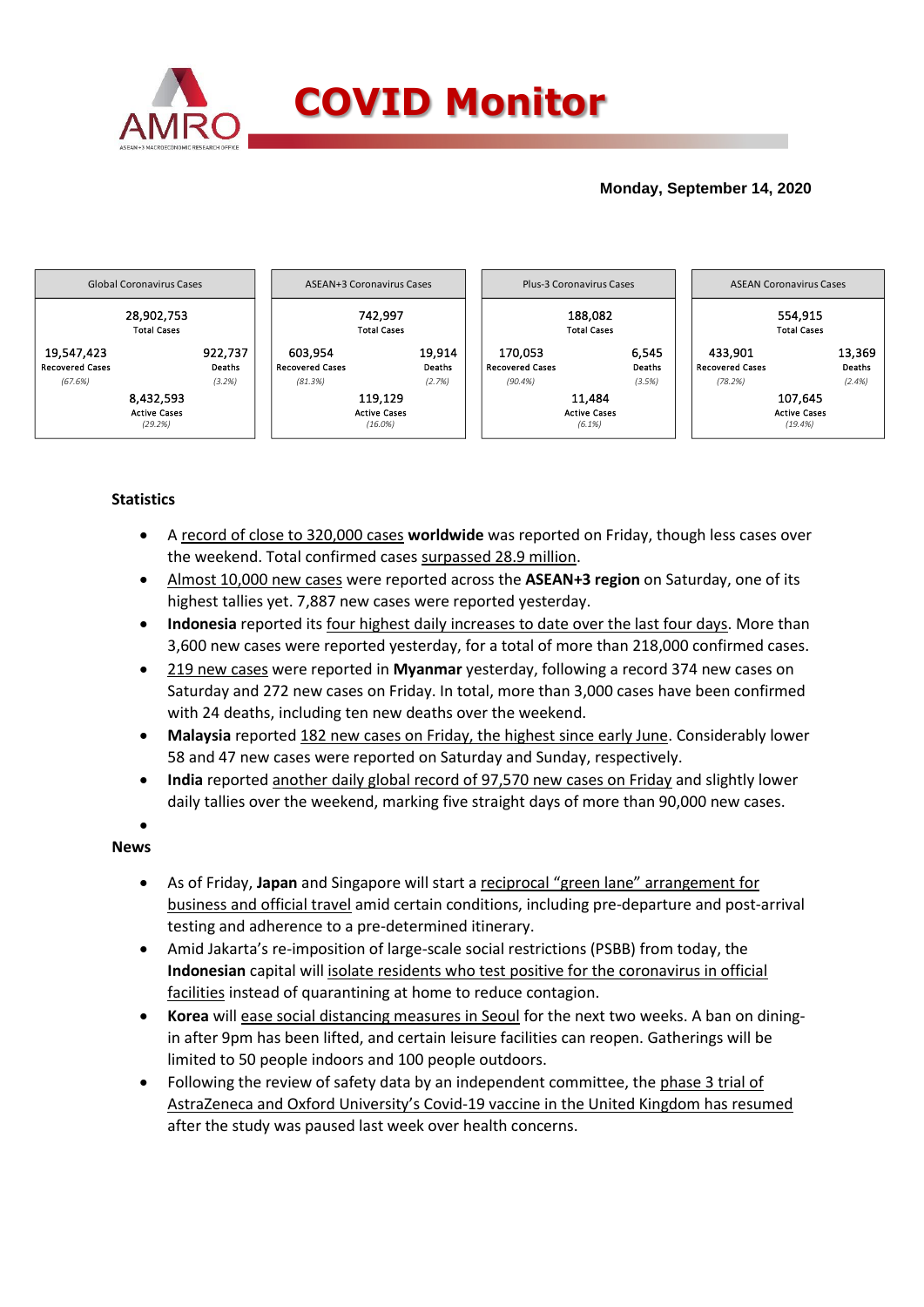# COVID Monitor

**Monday, September 14, 2020**

| Global Coronavirus Cases | | ASEAN+3 Coronavirus Cases | | Plus-3 Coronavirus Cases | | ASEAN Coronavirus Cases | |
|---|---|---|---|---|---|---|---|
| 28,902,753 Total Cases | | 742,997 Total Cases | | 188,082 Total Cases | | 554,915 Total Cases | |
| 19,547,423 Recovered Cases *(67.6%)* | 922,737 Deaths *(3.2%)* | 603,954 Recovered Cases *(81.3%)* | 19,914 Deaths *(2.7%)* | 170,053 Recovered Cases *(90.4%)* | 6,545 Deaths *(3.5%)* | 433,901 Recovered Cases *(78.2%)* | 13,369 Deaths *(2.4%)* |
| 8,432,593 Active Cases *(29.2%)* | | 119,129 Active Cases *(16.0%)* | | 11,484 Active Cases *(6.1%)* | | 107,645 Active Cases *(19.4%)* | |

### Statistics

- A record of close to 320,000 cases **worldwide** was reported on Friday, though less cases over the weekend. Total confirmed cases surpassed 28.9 million.
- Almost 10,000 new cases were reported across the **ASEAN+3 region** on Saturday, one of its highest tallies yet. 7,887 new cases were reported yesterday.
- **Indonesia** reported its four highest daily increases to date over the last four days. More than 3,600 new cases were reported yesterday, for a total of more than 218,000 confirmed cases.
- 219 new cases were reported in **Myanmar** yesterday, following a record 374 new cases on Saturday and 272 new cases on Friday. In total, more than 3,000 cases have been confirmed with 24 deaths, including ten new deaths over the weekend.
- **Malaysia** reported 182 new cases on Friday, the highest since early June. Considerably lower 58 and 47 new cases were reported on Saturday and Sunday, respectively.
- **India** reported another daily global record of 97,570 new cases on Friday and slightly lower daily tallies over the weekend, marking five straight days of more than 90,000 new cases.

### News

- As of Friday, **Japan** and Singapore will start a reciprocal "green lane" arrangement for business and official travel amid certain conditions, including pre-departure and post-arrival testing and adherence to a pre-determined itinerary.
- Amid Jakarta's re-imposition of large-scale social restrictions (PSBB) from today, the **Indonesian** capital will isolate residents who test positive for the coronavirus in official facilities instead of quarantining at home to reduce contagion.
- **Korea** will ease social distancing measures in Seoul for the next two weeks. A ban on dining-in after 9pm has been lifted, and certain leisure facilities can reopen. Gatherings will be limited to 50 people indoors and 100 people outdoors.
- Following the review of safety data by an independent committee, the phase 3 trial of AstraZeneca and Oxford University's Covid-19 vaccine in the United Kingdom has resumed after the study was paused last week over health concerns.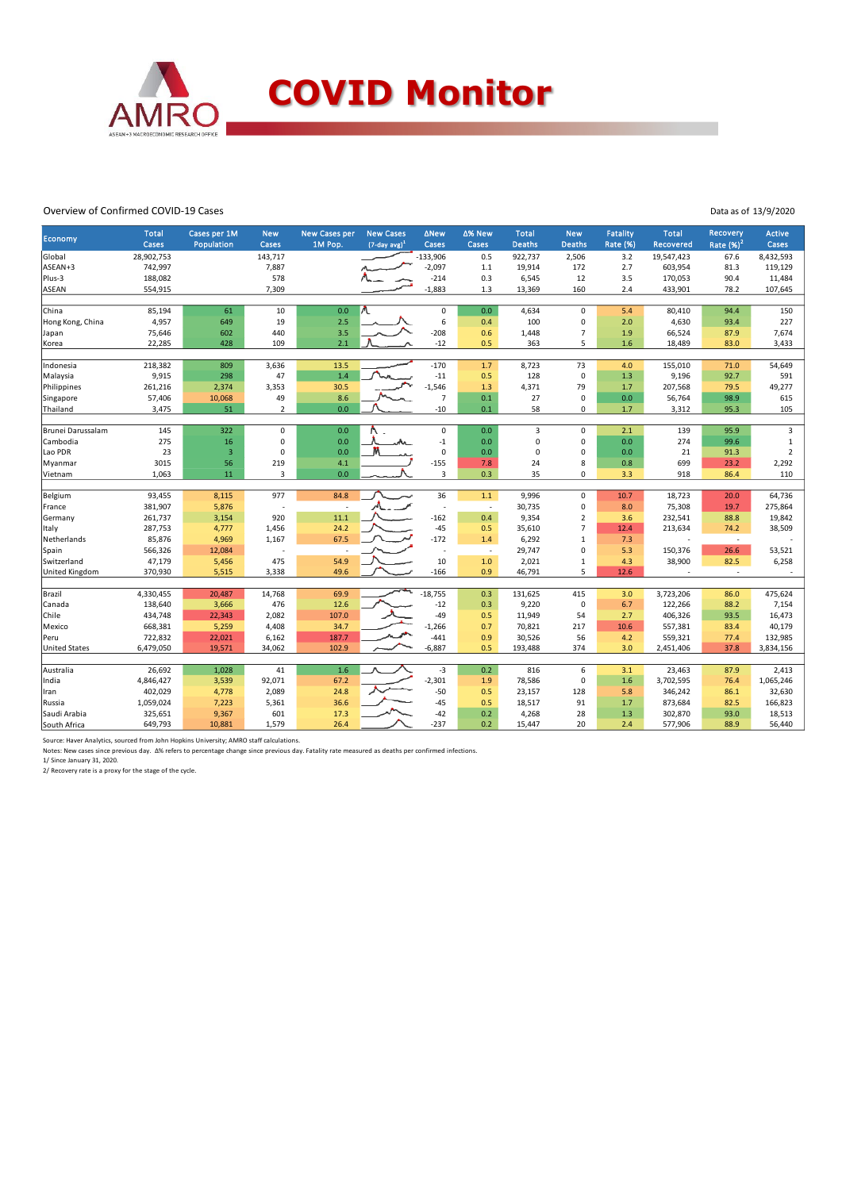# COVID Monitor

Overview of Confirmed COVID-19 Cases

Data as of 13/9/2020

| Economy | Total Cases | Cases per 1M Population | New Cases | New Cases per 1M Pop. | New Cases (7-day avg)[1] | ΔNew Cases | Δ% New Cases | Total Deaths | New Deaths | Fatality Rate (%) | Total Recovered | Recovery Rate (%)[2] | Active Cases |
|---|---|---|---|---|---|---|---|---|---|---|---|---|---|
| Global | 28,902,753 | | 143,717 | | | -133,906 | 0.5 | 922,737 | 2,506 | 3.2 | 19,547,423 | 67.6 | 8,432,593 |
| ASEAN+3 | 742,997 | | 7,887 | | | -2,097 | 1.1 | 19,914 | 172 | 2.7 | 603,954 | 81.3 | 119,129 |
| Plus-3 | 188,082 | | 578 | | | -214 | 0.3 | 6,545 | 12 | 3.5 | 170,053 | 90.4 | 11,484 |
| ASEAN | 554,915 | | 7,309 | | | -1,883 | 1.3 | 13,369 | 160 | 2.4 | 433,901 | 78.2 | 107,645 |
| | | | | | | | | | | | | | |
| China | 85,194 | 61 | 10 | 0.0 | | 0 | 0.0 | 4,634 | 0 | 5.4 | 80,410 | 94.4 | 150 |
| Hong Kong, China | 4,957 | 649 | 19 | 2.5 | | 6 | 0.4 | 100 | 0 | 2.0 | 4,630 | 93.4 | 227 |
| Japan | 75,646 | 602 | 440 | 3.5 | | -208 | 0.6 | 1,448 | 7 | 1.9 | 66,524 | 87.9 | 7,674 |
| Korea | 22,285 | 428 | 109 | 2.1 | | -12 | 0.5 | 363 | 5 | 1.6 | 18,489 | 83.0 | 3,433 |
| | | | | | | | | | | | | | |
| Indonesia | 218,382 | 809 | 3,636 | 13.5 | | -170 | 1.7 | 8,723 | 73 | 4.0 | 155,010 | 71.0 | 54,649 |
| Malaysia | 9,915 | 298 | 47 | 1.4 | | -11 | 0.5 | 128 | 0 | 1.3 | 9,196 | 92.7 | 591 |
| Philippines | 261,216 | 2,374 | 3,353 | 30.5 | | -1,546 | 1.3 | 4,371 | 79 | 1.7 | 207,568 | 79.5 | 49,277 |
| Singapore | 57,406 | 10,068 | 49 | 8.6 | | 7 | 0.1 | 27 | 0 | 0.0 | 56,764 | 98.9 | 615 |
| Thailand | 3,475 | 51 | 2 | 0.0 | | -10 | 0.1 | 58 | 0 | 1.7 | 3,312 | 95.3 | 105 |
| | | | | | | | | | | | | | |
| Brunei Darussalam | 145 | 322 | 0 | 0.0 | | 0 | 0.0 | 3 | 0 | 2.1 | 139 | 95.9 | 3 |
| Cambodia | 275 | 16 | 0 | 0.0 | | -1 | 0.0 | 0 | 0 | 0.0 | 274 | 99.6 | 1 |
| Lao PDR | 23 | 3 | 0 | 0.0 | | 0 | 0.0 | 0 | 0 | 0.0 | 21 | 91.3 | 2 |
| Myanmar | 3015 | 56 | 219 | 4.1 | | -155 | 7.8 | 24 | 8 | 0.8 | 699 | 23.2 | 2,292 |
| Vietnam | 1,063 | 11 | 3 | 0.0 | | 3 | 0.3 | 35 | 0 | 3.3 | 918 | 86.4 | 110 |
| | | | | | | | | | | | | | |
| Belgium | 93,455 | 8,115 | 977 | 84.8 | | 36 | 1.1 | 9,996 | 0 | 10.7 | 18,723 | 20.0 | 64,736 |
| France | 381,907 | 5,876 | - | - | | - | - | 30,735 | 0 | 8.0 | 75,308 | 19.7 | 275,864 |
| Germany | 261,737 | 3,154 | 920 | 11.1 | | -162 | 0.4 | 9,354 | 2 | 3.6 | 232,541 | 88.8 | 19,842 |
| Italy | 287,753 | 4,777 | 1,456 | 24.2 | | -45 | 0.5 | 35,610 | 7 | 12.4 | 213,634 | 74.2 | 38,509 |
| Netherlands | 85,876 | 4,969 | 1,167 | 67.5 | | -172 | 1.4 | 6,292 | 1 | 7.3 | - | - | - |
| Spain | 566,326 | 12,084 | - | - | | - | - | 29,747 | 0 | 5.3 | 150,376 | 26.6 | 53,521 |
| Switzerland | 47,179 | 5,456 | 475 | 54.9 | | 10 | 1.0 | 2,021 | 1 | 4.3 | 38,900 | 82.5 | 6,258 |
| United Kingdom | 370,930 | 5,515 | 3,338 | 49.6 | | -166 | 0.9 | 46,791 | 5 | 12.6 | - | - | - |
| | | | | | | | | | | | | | |
| Brazil | 4,330,455 | 20,487 | 14,768 | 69.9 | | -18,755 | 0.3 | 131,625 | 415 | 3.0 | 3,723,206 | 86.0 | 475,624 |
| Canada | 138,640 | 3,666 | 476 | 12.6 | | -12 | 0.3 | 9,220 | 0 | 6.7 | 122,266 | 88.2 | 7,154 |
| Chile | 434,748 | 22,343 | 2,082 | 107.0 | | -49 | 0.5 | 11,949 | 54 | 2.7 | 406,326 | 93.5 | 16,473 |
| Mexico | 668,381 | 5,259 | 4,408 | 34.7 | | -1,266 | 0.7 | 70,821 | 217 | 10.6 | 557,381 | 83.4 | 40,179 |
| Peru | 722,832 | 22,021 | 6,162 | 187.7 | | -441 | 0.9 | 30,526 | 56 | 4.2 | 559,321 | 77.4 | 132,985 |
| United States | 6,479,050 | 19,571 | 34,062 | 102.9 | | -6,887 | 0.5 | 193,488 | 374 | 3.0 | 2,451,406 | 37.8 | 3,834,156 |
| | | | | | | | | | | | | | |
| Australia | 26,692 | 1,028 | 41 | 1.6 | | -3 | 0.2 | 816 | 6 | 3.1 | 23,463 | 87.9 | 2,413 |
| India | 4,846,427 | 3,539 | 92,071 | 67.2 | | -2,301 | 1.9 | 78,586 | 0 | 1.6 | 3,702,595 | 76.4 | 1,065,246 |
| Iran | 402,029 | 4,778 | 2,089 | 24.8 | | -50 | 0.5 | 23,157 | 128 | 5.8 | 346,242 | 86.1 | 32,630 |
| Russia | 1,059,024 | 7,223 | 5,361 | 36.6 | | -45 | 0.5 | 18,517 | 91 | 1.7 | 873,684 | 82.5 | 166,823 |
| Saudi Arabia | 325,651 | 9,367 | 601 | 17.3 | | -42 | 0.2 | 4,268 | 28 | 1.3 | 302,870 | 93.0 | 18,513 |
| South Africa | 649,793 | 10,881 | 1,579 | 26.4 | | -237 | 0.2 | 15,447 | 20 | 2.4 | 577,906 | 88.9 | 56,440 |

Source: Haver Analytics, sourced from John Hopkins University; AMRO staff calculations.

Notes: New cases since previous day. Δ% refers to percentage change since previous day. Fatality rate measured as deaths per confirmed infections.

1/ Since January 31, 2020.

2/ Recovery rate is a proxy for the stage of the cycle.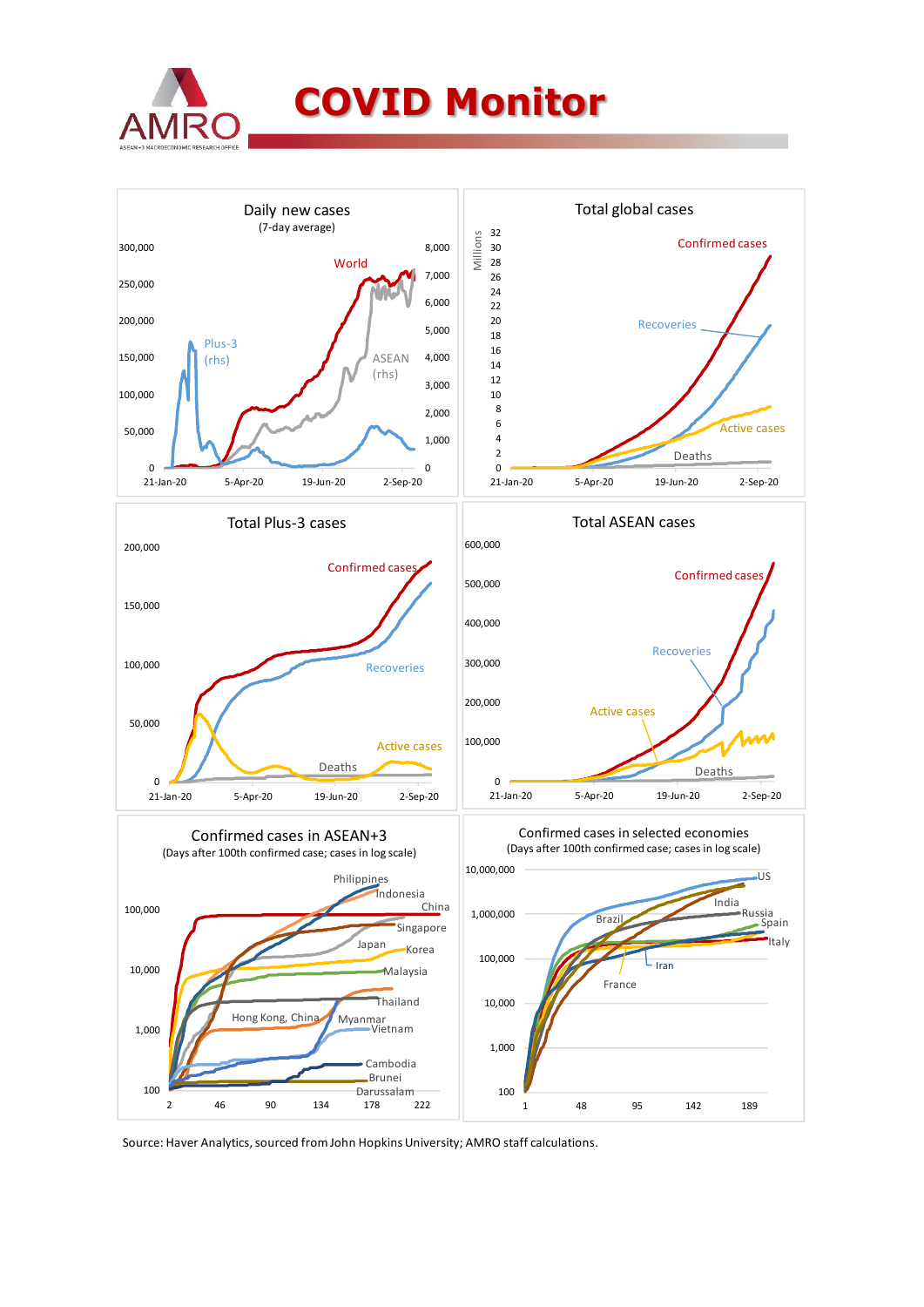# COVID Monitor

## Daily new cases
(7-day average)

300,000
250,000
200,000
150,000
100,000
50,000
0

8,000
7,000
6,000
5,000
4,000
3,000
2,000
1,000
0

World
Plus-3 (rhs)
ASEAN (rhs)

21-Jan-20 5-Apr-20 19-Jun-20 2-Sep-20

## Total global cases

Millions

32
30
28
26
24
22
20
18
16
14
12
10
8
6
4
2
0

Confirmed cases
Recoveries
Active cases
Deaths

21-Jan-20 5-Apr-20 19-Jun-20 2-Sep-20

## Total Plus-3 cases

200,000
150,000
100,000
50,000
0

Confirmed cases
Recoveries
Active cases
Deaths

21-Jan-20 5-Apr-20 19-Jun-20 2-Sep-20

## Total ASEAN cases

600,000
500,000
400,000
300,000
200,000
100,000
0

Confirmed cases
Recoveries
Active cases
Deaths

21-Jan-20 5-Apr-20 19-Jun-20 2-Sep-20

## Confirmed cases in ASEAN+3
(Days after 100th confirmed case; cases in log scale)

100,000
10,000
1,000
100

Philippines
Indonesia
China
Singapore
Japan
Korea
Malaysia
Thailand
Hong Kong, China
Myanmar
Vietnam
Cambodia
Brunei
Darussalam

2 46 90 134 178 222

## Confirmed cases in selected economies
(Days after 100th confirmed case; cases in log scale)

10,000,000
1,000,000
100,000
10,000
1,000
100

US
India
Brazil
Russia
Spain
Italy
Iran
France

1 48 95 142 189

Source: Haver Analytics, sourced from John Hopkins University; AMRO staff calculations.